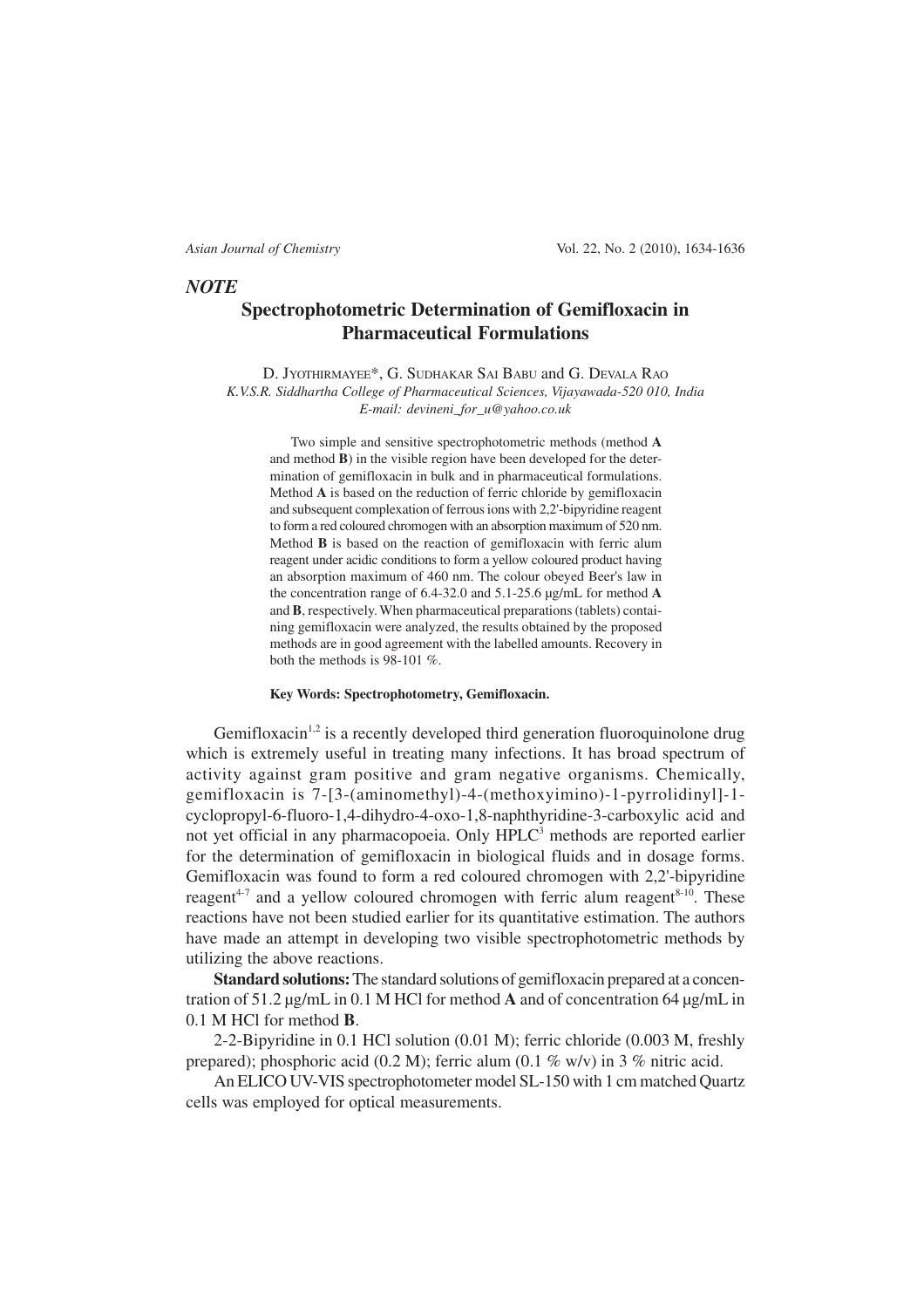*NOTE*

# Spectrophotometric Determination of Gemifloxacin in Pharmaceutical Formulations

D. Jyothirmayee*, G. Sudhakar Sai Babu and G. Devala Rao

*K.V.S.R. Siddhartha College of Pharmaceutical Sciences, Vijayawada-520 010, India*

*E-mail: devineni_for_u@yahoo.co.uk*

Two simple and sensitive spectrophotometric methods (method **A** and method **B**) in the visible region have been developed for the determination of gemifloxacin in bulk and in pharmaceutical formulations. Method **A** is based on the reduction of ferric chloride by gemifloxacin and subsequent complexation of ferrous ions with 2,2'-bipyridine reagent to form a red coloured chromogen with an absorption maximum of 520 nm. Method **B** is based on the reaction of gemifloxacin with ferric alum reagent under acidic conditions to form a yellow coloured product having an absorption maximum of 460 nm. The colour obeyed Beer's law in the concentration range of 6.4-32.0 and 5.1-25.6 μg/mL for method **A** and **B**, respectively. When pharmaceutical preparations (tablets) containing gemifloxacin were analyzed, the results obtained by the proposed methods are in good agreement with the labelled amounts. Recovery in both the methods is 98-101 %.

**Key Words: Spectrophotometry, Gemifloxacin.**

Gemifloxacin[1,2] is a recently developed third generation fluoroquinolone drug which is extremely useful in treating many infections. It has broad spectrum of activity against gram positive and gram negative organisms. Chemically, gemifloxacin is 7-[3-(aminomethyl)-4-(methoxyimino)-1-pyrrolidinyl]-1-cyclopropyl-6-fluoro-1,4-dihydro-4-oxo-1,8-naphthyridine-3-carboxylic acid and not yet official in any pharmacopoeia. Only HPLC[3] methods are reported earlier for the determination of gemifloxacin in biological fluids and in dosage forms. Gemifloxacin was found to form a red coloured chromogen with 2,2'-bipyridine reagent[4-7] and a yellow coloured chromogen with ferric alum reagent[8-10]. These reactions have not been studied earlier for its quantitative estimation. The authors have made an attempt in developing two visible spectrophotometric methods by utilizing the above reactions.

**Standard solutions:** The standard solutions of gemifloxacin prepared at a concentration of 51.2 μg/mL in 0.1 M HCl for method **A** and of concentration 64 μg/mL in 0.1 M HCl for method **B**.

2-2-Bipyridine in 0.1 HCl solution (0.01 M); ferric chloride (0.003 M, freshly prepared); phosphoric acid (0.2 M); ferric alum (0.1 % w/v) in 3 % nitric acid.

An ELICO UV-VIS spectrophotometer model SL-150 with 1 cm matched Quartz cells was employed for optical measurements.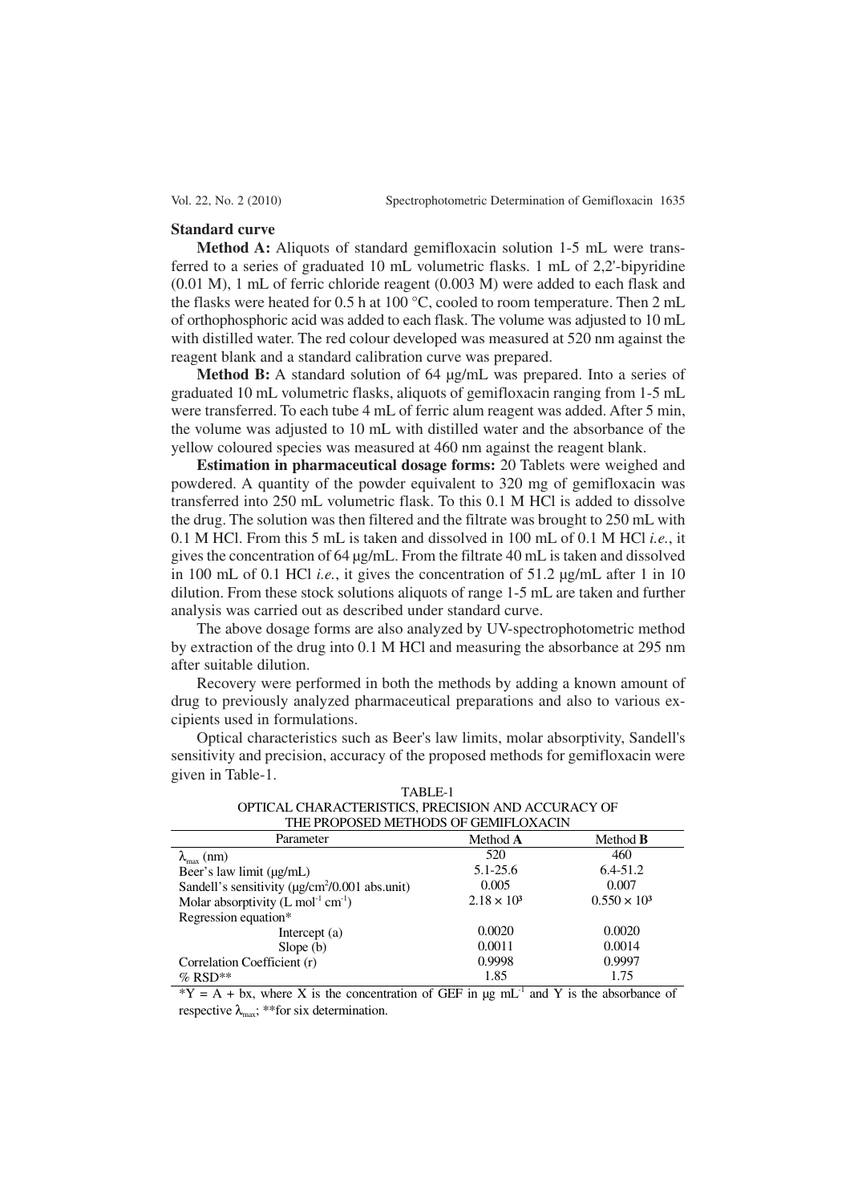**Standard curve**

**Method A:** Aliquots of standard gemifloxacin solution 1-5 mL were transferred to a series of graduated 10 mL volumetric flasks. 1 mL of 2,2'-bipyridine (0.01 M), 1 mL of ferric chloride reagent (0.003 M) were added to each flask and the flasks were heated for 0.5 h at 100 °C, cooled to room temperature. Then 2 mL of orthophosphoric acid was added to each flask. The volume was adjusted to 10 mL with distilled water. The red colour developed was measured at 520 nm against the reagent blank and a standard calibration curve was prepared.

**Method B:** A standard solution of 64 µg/mL was prepared. Into a series of graduated 10 mL volumetric flasks, aliquots of gemifloxacin ranging from 1-5 mL were transferred. To each tube 4 mL of ferric alum reagent was added. After 5 min, the volume was adjusted to 10 mL with distilled water and the absorbance of the yellow coloured species was measured at 460 nm against the reagent blank.

**Estimation in pharmaceutical dosage forms:** 20 Tablets were weighed and powdered. A quantity of the powder equivalent to 320 mg of gemifloxacin was transferred into 250 mL volumetric flask. To this 0.1 M HCl is added to dissolve the drug. The solution was then filtered and the filtrate was brought to 250 mL with 0.1 M HCl. From this 5 mL is taken and dissolved in 100 mL of 0.1 M HCl *i.e.*, it gives the concentration of 64 µg/mL. From the filtrate 40 mL is taken and dissolved in 100 mL of 0.1 HCl *i.e.*, it gives the concentration of 51.2 µg/mL after 1 in 10 dilution. From these stock solutions aliquots of range 1-5 mL are taken and further analysis was carried out as described under standard curve.

The above dosage forms are also analyzed by UV-spectrophotometric method by extraction of the drug into 0.1 M HCl and measuring the absorbance at 295 nm after suitable dilution.

Recovery were performed in both the methods by adding a known amount of drug to previously analyzed pharmaceutical preparations and also to various excipients used in formulations.

Optical characteristics such as Beer's law limits, molar absorptivity, Sandell's sensitivity and precision, accuracy of the proposed methods for gemifloxacin were given in Table-1.

TABLE-1
OPTICAL CHARACTERISTICS, PRECISION AND ACCURACY OF THE PROPOSED METHODS OF GEMIFLOXACIN

| Parameter | Method **A** | Method **B** |
|---|---|---|
| $\lambda_{max}$ (nm) | 520 | 460 |
| Beer's law limit (µg/mL) | 5.1-25.6 | 6.4-51.2 |
| Sandell's sensitivity (µg/cm$^2$/0.001 abs.unit) | 0.005 | 0.007 |
| Molar absorptivity (L mol$^{-1}$ cm$^{-1}$) | $2.18 \times 10^3$ | $0.550 \times 10^3$ |
| Regression equation* | | |
| Intercept (a) | 0.0020 | 0.0020 |
| Slope (b) | 0.0011 | 0.0014 |
| Correlation Coefficient (r) | 0.9998 | 0.9997 |
| % RSD** | 1.85 | 1.75 |

*Y = A + bx, where X is the concentration of GEF in µg mL$^{-1}$ and Y is the absorbance of respective $\lambda_{max}$; **for six determination.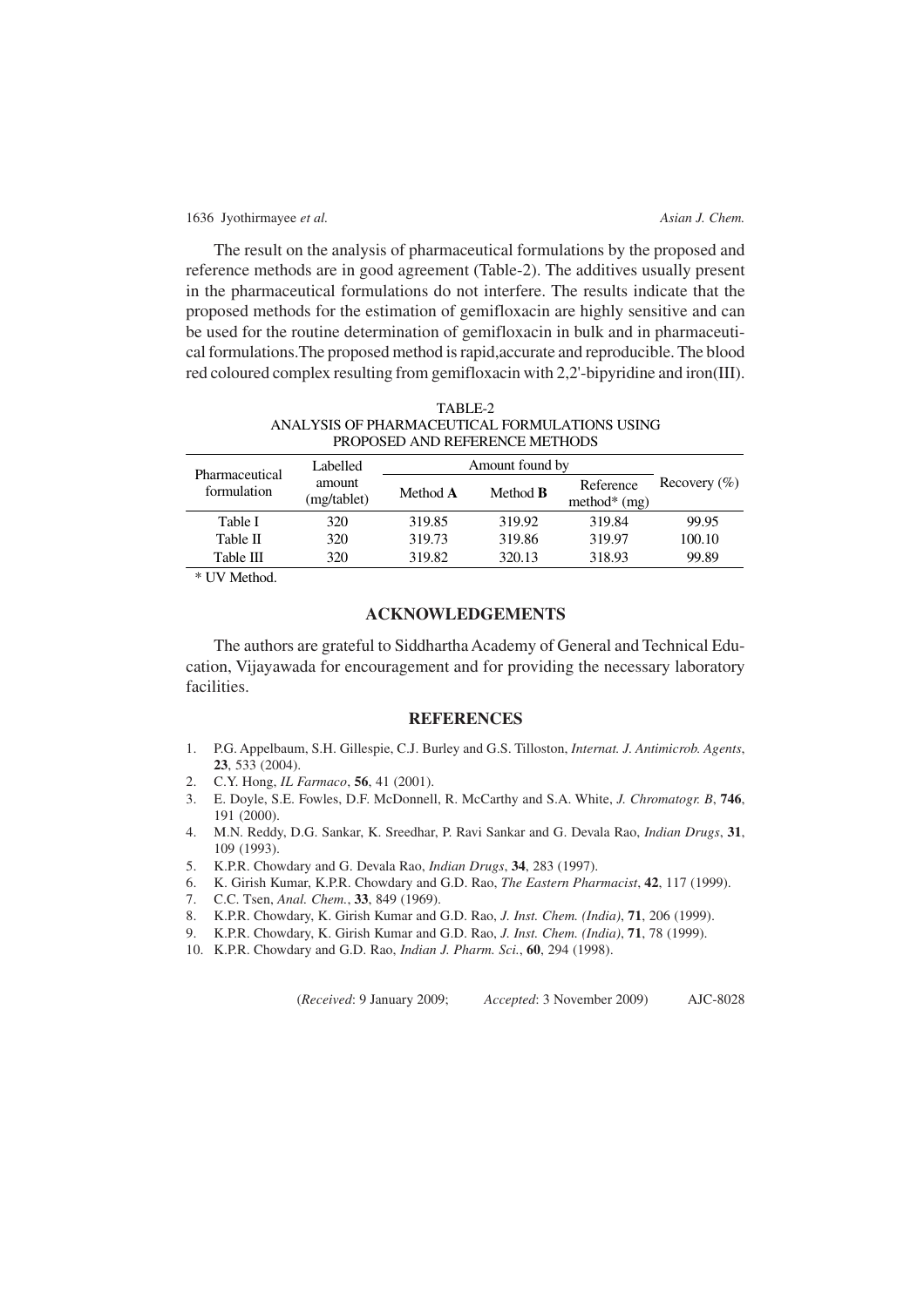The result on the analysis of pharmaceutical formulations by the proposed and reference methods are in good agreement (Table-2). The additives usually present in the pharmaceutical formulations do not interfere. The results indicate that the proposed methods for the estimation of gemifloxacin are highly sensitive and can be used for the routine determination of gemifloxacin in bulk and in pharmaceutical formulations.The proposed method is rapid,accurate and reproducible. The blood red coloured complex resulting from gemifloxacin with 2,2'-bipyridine and iron(III).

TABLE-2
ANALYSIS OF PHARMACEUTICAL FORMULATIONS USING PROPOSED AND REFERENCE METHODS

| Pharmaceutical formulation | Labelled amount (mg/tablet) | Amount found by | | | Recovery (%) |
|---|---|---|---|---|---|
| | | Method **A** | Method **B** | Reference method* (mg) | |
| Table I | 320 | 319.85 | 319.92 | 319.84 | 99.95 |
| Table II | 320 | 319.73 | 319.86 | 319.97 | 100.10 |
| Table III | 320 | 319.82 | 320.13 | 318.93 | 99.89 |

\* UV Method.

## ACKNOWLEDGEMENTS

The authors are grateful to Siddhartha Academy of General and Technical Education, Vijayawada for encouragement and for providing the necessary laboratory facilities.

## REFERENCES

1. P.G. Appelbaum, S.H. Gillespie, C.J. Burley and G.S. Tilloston, *Internat. J. Antimicrob. Agents*, **23**, 533 (2004).
2. C.Y. Hong, *IL Farmaco*, **56**, 41 (2001).
3. E. Doyle, S.E. Fowles, D.F. McDonnell, R. McCarthy and S.A. White, *J. Chromatogr. B*, **746**, 191 (2000).
4. M.N. Reddy, D.G. Sankar, K. Sreedhar, P. Ravi Sankar and G. Devala Rao, *Indian Drugs*, **31**, 109 (1993).
5. K.P.R. Chowdary and G. Devala Rao, *Indian Drugs*, **34**, 283 (1997).
6. K. Girish Kumar, K.P.R. Chowdary and G.D. Rao, *The Eastern Pharmacist*, **42**, 117 (1999).
7. C.C. Tsen, *Anal. Chem.*, **33**, 849 (1969).
8. K.P.R. Chowdary, K. Girish Kumar and G.D. Rao, *J. Inst. Chem. (India)*, **71**, 206 (1999).
9. K.P.R. Chowdary, K. Girish Kumar and G.D. Rao, *J. Inst. Chem. (India)*, **71**, 78 (1999).
10. K.P.R. Chowdary and G.D. Rao, *Indian J. Pharm. Sci.*, **60**, 294 (1998).

(*Received*: 9 January 2009; *Accepted*: 3 November 2009) AJC-8028